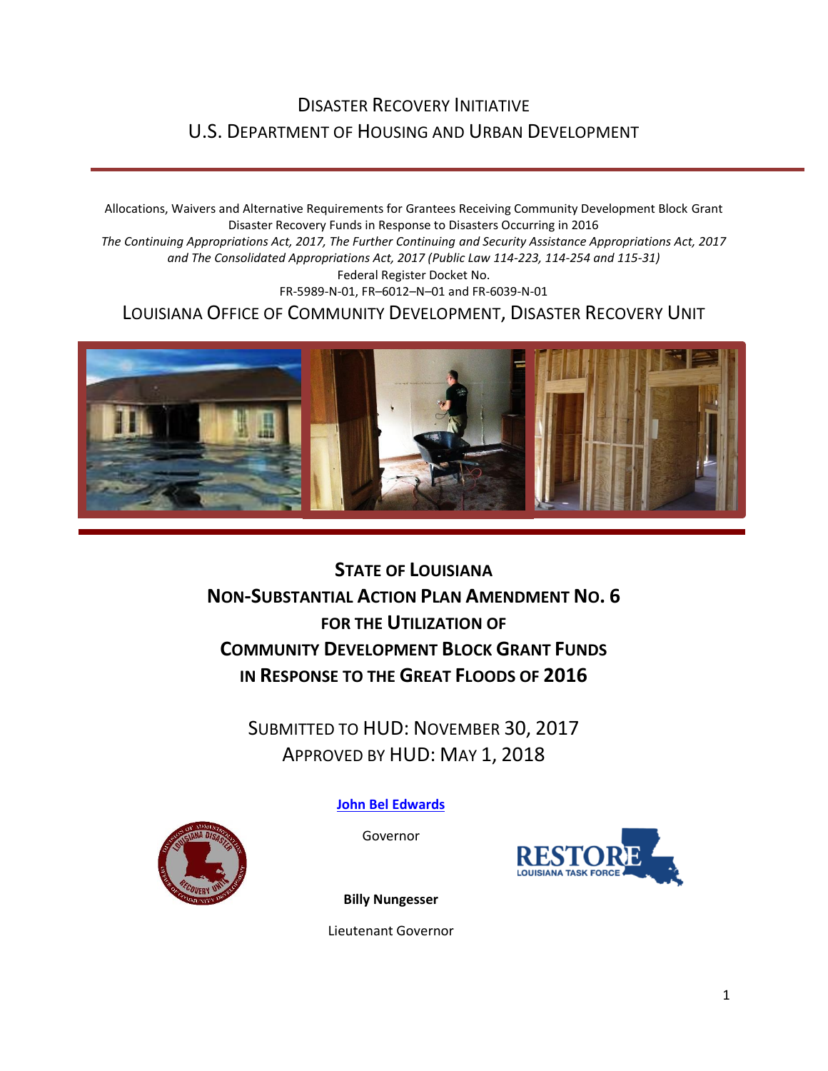# Disaster Recovery Initiative
# U.S. Department of Housing and Urban Development

Allocations, Waivers and Alternative Requirements for Grantees Receiving Community Development Block Grant Disaster Recovery Funds in Response to Disasters Occurring in 2016

*The Continuing Appropriations Act, 2017, The Further Continuing and Security Assistance Appropriations Act, 2017 and The Consolidated Appropriations Act, 2017 (Public Law 114-223, 114-254 and 115-31)*

Federal Register Docket No.

FR-5989-N-01, FR–6012–N–01 and FR-6039-N-01

LOUISIANA OFFICE OF COMMUNITY DEVELOPMENT, DISASTER RECOVERY UNIT

## State of Louisiana
## Non-Substantial Action Plan Amendment No. 6
## for the Utilization of
## Community Development Block Grant Funds
## in Response to the Great Floods of 2016

SUBMITTED TO HUD: NOVEMBER 30, 2017

APPROVED BY HUD: MAY 1, 2018

**John Bel Edwards**

Governor

**Billy Nungesser**

Lieutenant Governor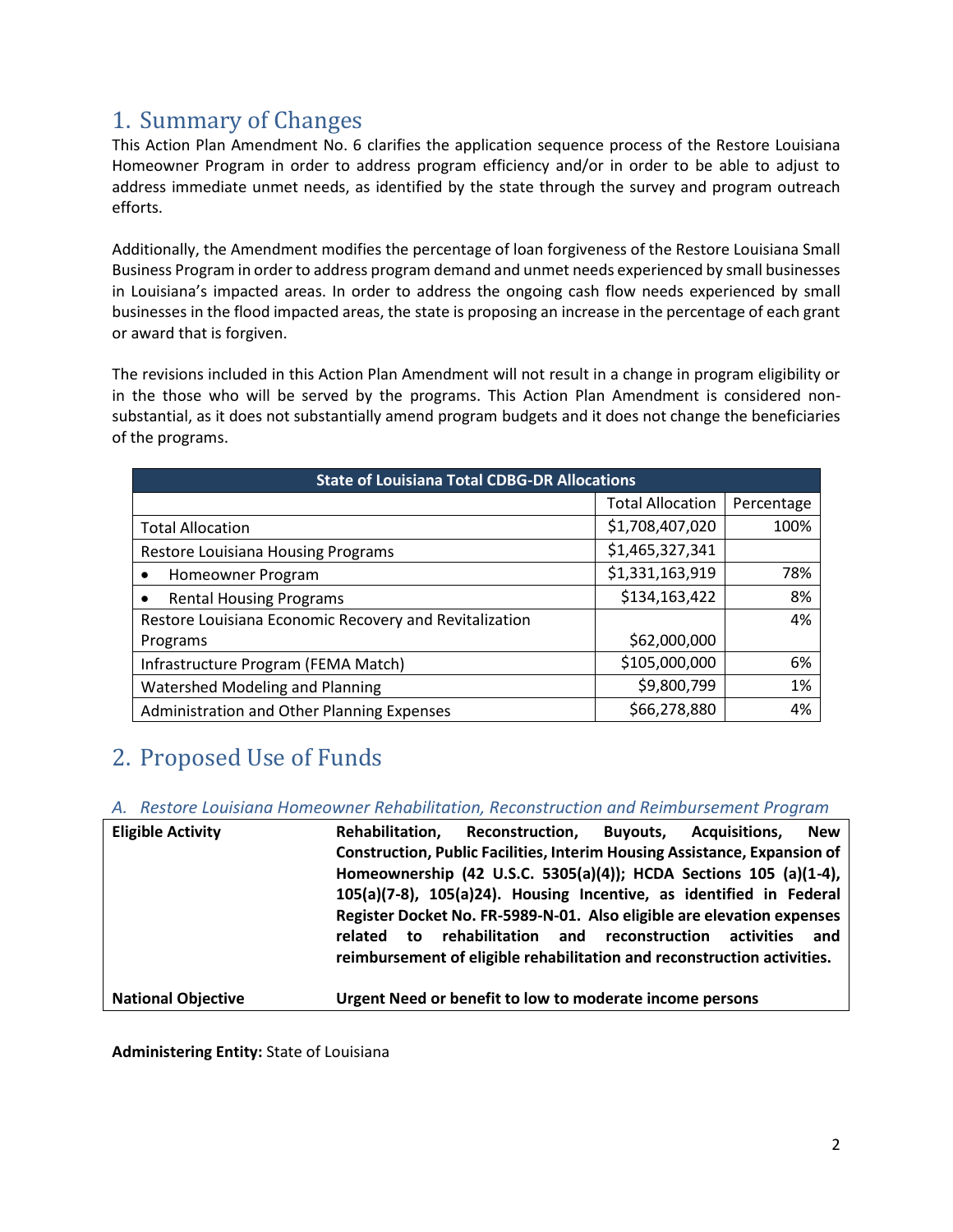# 1. Summary of Changes

This Action Plan Amendment No. 6 clarifies the application sequence process of the Restore Louisiana Homeowner Program in order to address program efficiency and/or in order to be able to adjust to address immediate unmet needs, as identified by the state through the survey and program outreach efforts.

Additionally, the Amendment modifies the percentage of loan forgiveness of the Restore Louisiana Small Business Program in order to address program demand and unmet needs experienced by small businesses in Louisiana's impacted areas. In order to address the ongoing cash flow needs experienced by small businesses in the flood impacted areas, the state is proposing an increase in the percentage of each grant or award that is forgiven.

The revisions included in this Action Plan Amendment will not result in a change in program eligibility or in the those who will be served by the programs. This Action Plan Amendment is considered non-substantial, as it does not substantially amend program budgets and it does not change the beneficiaries of the programs.

| State of Louisiana Total CDBG-DR Allocations | | |
|---|---|---|
| | Total Allocation | Percentage |
| Total Allocation | $1,708,407,020 | 100% |
| Restore Louisiana Housing Programs | $1,465,327,341 | |
| • Homeowner Program | $1,331,163,919 | 78% |
| • Rental Housing Programs | $134,163,422 | 8% |
| Restore Louisiana Economic Recovery and Revitalization Programs | $62,000,000 | 4% |
| Infrastructure Program (FEMA Match) | $105,000,000 | 6% |
| Watershed Modeling and Planning | $9,800,799 | 1% |
| Administration and Other Planning Expenses | $66,278,880 | 4% |

# 2. Proposed Use of Funds

### *A. Restore Louisiana Homeowner Rehabilitation, Reconstruction and Reimbursement Program*

| | |
|---|---|
| **Eligible Activity** | **Rehabilitation, Reconstruction, Buyouts, Acquisitions, New Construction, Public Facilities, Interim Housing Assistance, Expansion of Homeownership (42 U.S.C. 5305(a)(4)); HCDA Sections 105 (a)(1-4), 105(a)(7-8), 105(a)24). Housing Incentive, as identified in Federal Register Docket No. FR-5989-N-01. Also eligible are elevation expenses related to rehabilitation and reconstruction activities and reimbursement of eligible rehabilitation and reconstruction activities.** |
| **National Objective** | **Urgent Need or benefit to low to moderate income persons** |

**Administering Entity:** State of Louisiana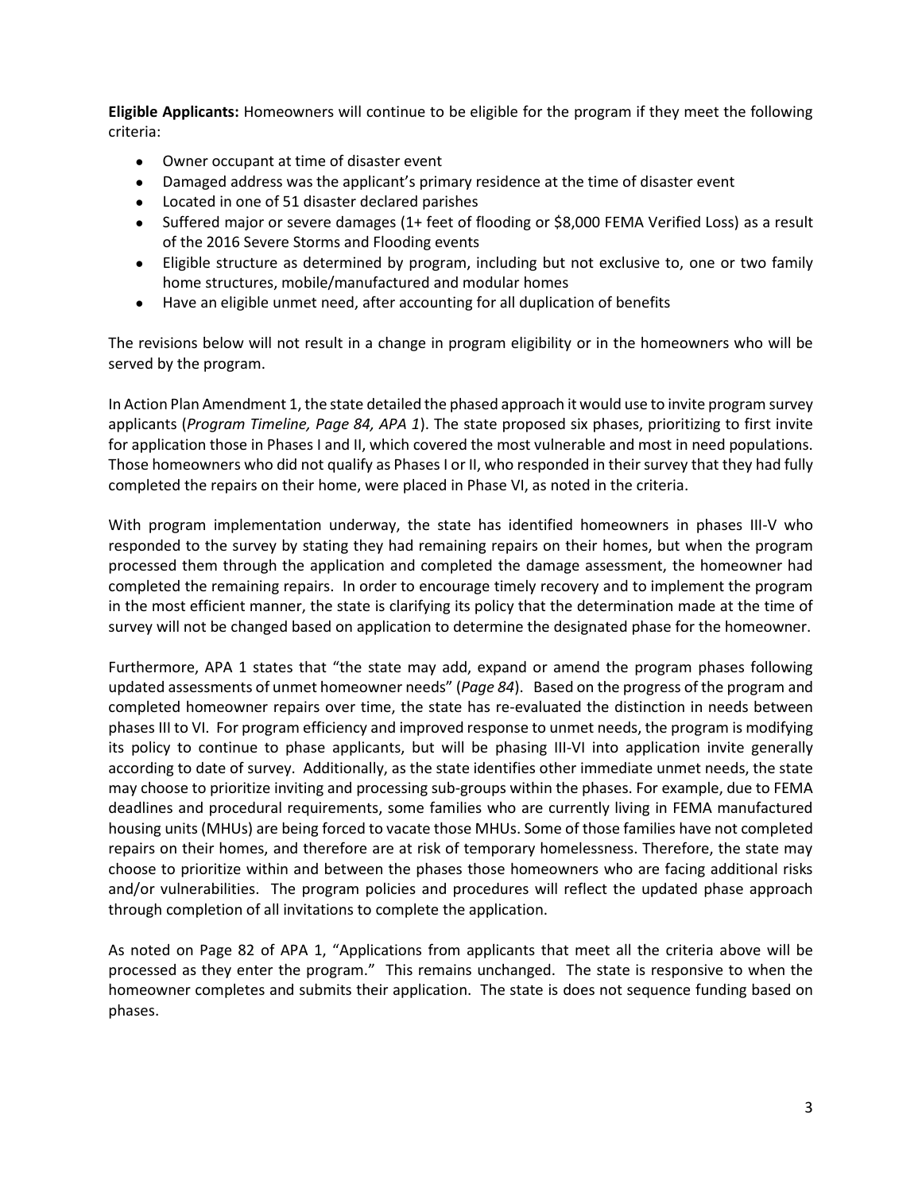**Eligible Applicants:** Homeowners will continue to be eligible for the program if they meet the following criteria:

- Owner occupant at time of disaster event
- Damaged address was the applicant's primary residence at the time of disaster event
- Located in one of 51 disaster declared parishes
- Suffered major or severe damages (1+ feet of flooding or $8,000 FEMA Verified Loss) as a result of the 2016 Severe Storms and Flooding events
- Eligible structure as determined by program, including but not exclusive to, one or two family home structures, mobile/manufactured and modular homes
- Have an eligible unmet need, after accounting for all duplication of benefits

The revisions below will not result in a change in program eligibility or in the homeowners who will be served by the program.

In Action Plan Amendment 1, the state detailed the phased approach it would use to invite program survey applicants (*Program Timeline, Page 84, APA 1*). The state proposed six phases, prioritizing to first invite for application those in Phases I and II, which covered the most vulnerable and most in need populations. Those homeowners who did not qualify as Phases I or II, who responded in their survey that they had fully completed the repairs on their home, were placed in Phase VI, as noted in the criteria.

With program implementation underway, the state has identified homeowners in phases III-V who responded to the survey by stating they had remaining repairs on their homes, but when the program processed them through the application and completed the damage assessment, the homeowner had completed the remaining repairs. In order to encourage timely recovery and to implement the program in the most efficient manner, the state is clarifying its policy that the determination made at the time of survey will not be changed based on application to determine the designated phase for the homeowner.

Furthermore, APA 1 states that "the state may add, expand or amend the program phases following updated assessments of unmet homeowner needs" (*Page 84*). Based on the progress of the program and completed homeowner repairs over time, the state has re-evaluated the distinction in needs between phases III to VI. For program efficiency and improved response to unmet needs, the program is modifying its policy to continue to phase applicants, but will be phasing III-VI into application invite generally according to date of survey. Additionally, as the state identifies other immediate unmet needs, the state may choose to prioritize inviting and processing sub-groups within the phases. For example, due to FEMA deadlines and procedural requirements, some families who are currently living in FEMA manufactured housing units (MHUs) are being forced to vacate those MHUs. Some of those families have not completed repairs on their homes, and therefore are at risk of temporary homelessness. Therefore, the state may choose to prioritize within and between the phases those homeowners who are facing additional risks and/or vulnerabilities. The program policies and procedures will reflect the updated phase approach through completion of all invitations to complete the application.

As noted on Page 82 of APA 1, "Applications from applicants that meet all the criteria above will be processed as they enter the program." This remains unchanged. The state is responsive to when the homeowner completes and submits their application. The state is does not sequence funding based on phases.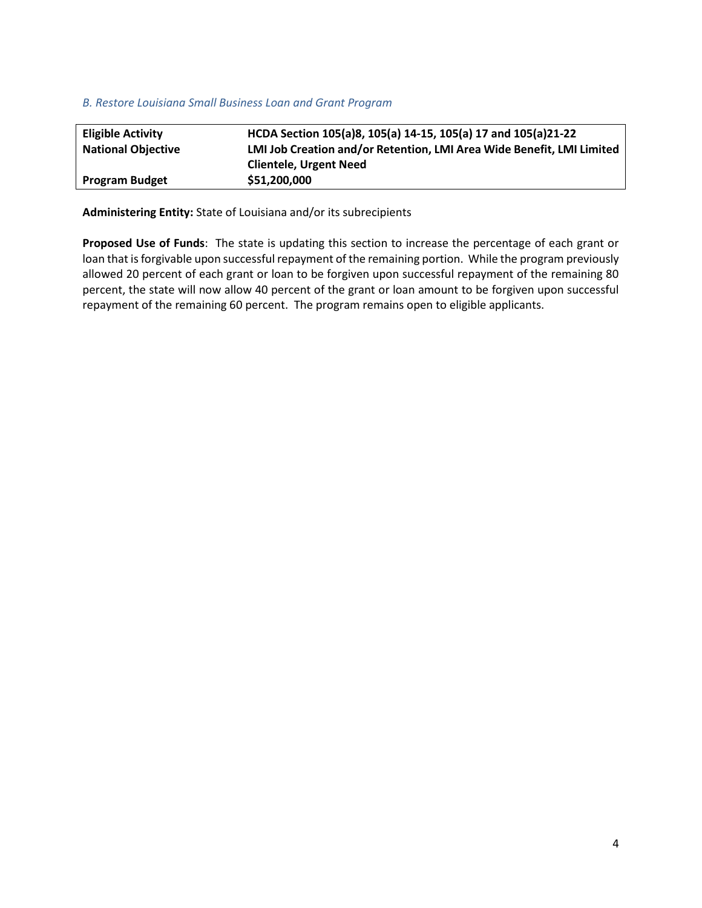### *B. Restore Louisiana Small Business Loan and Grant Program*

| | |
|---|---|
| **Eligible Activity** | **HCDA Section 105(a)8, 105(a) 14-15, 105(a) 17 and 105(a)21-22** |
| **National Objective** | **LMI Job Creation and/or Retention, LMI Area Wide Benefit, LMI Limited Clientele, Urgent Need** |
| **Program Budget** | **$51,200,000** |

**Administering Entity:** State of Louisiana and/or its subrecipients

**Proposed Use of Funds**: The state is updating this section to increase the percentage of each grant or loan that is forgivable upon successful repayment of the remaining portion. While the program previously allowed 20 percent of each grant or loan to be forgiven upon successful repayment of the remaining 80 percent, the state will now allow 40 percent of the grant or loan amount to be forgiven upon successful repayment of the remaining 60 percent. The program remains open to eligible applicants.